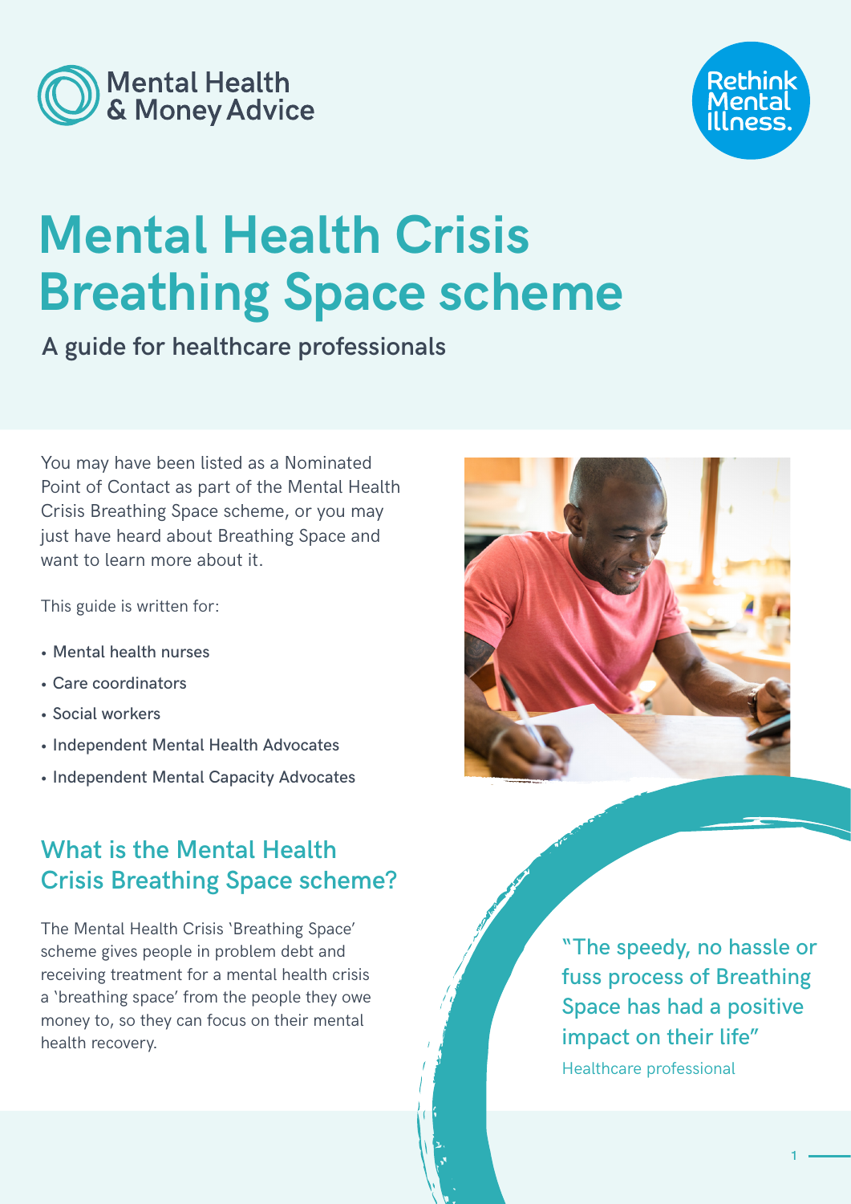Mental Health & Money Advice

Rethink Mental Illness.

# Mental Health Crisis Breathing Space scheme

## A guide for healthcare professionals

You may have been listed as a Nominated Point of Contact as part of the Mental Health Crisis Breathing Space scheme, or you may just have heard about Breathing Space and want to learn more about it.

This guide is written for:

- Mental health nurses
- Care coordinators
- Social workers
- Independent Mental Health Advocates
- Independent Mental Capacity Advocates

## What is the Mental Health Crisis Breathing Space scheme?

The Mental Health Crisis 'Breathing Space' scheme gives people in problem debt and receiving treatment for a mental health crisis a 'breathing space' from the people they owe money to, so they can focus on their mental health recovery.

> "The speedy, no hassle or fuss process of Breathing Space has had a positive impact on their life"
>
> Healthcare professional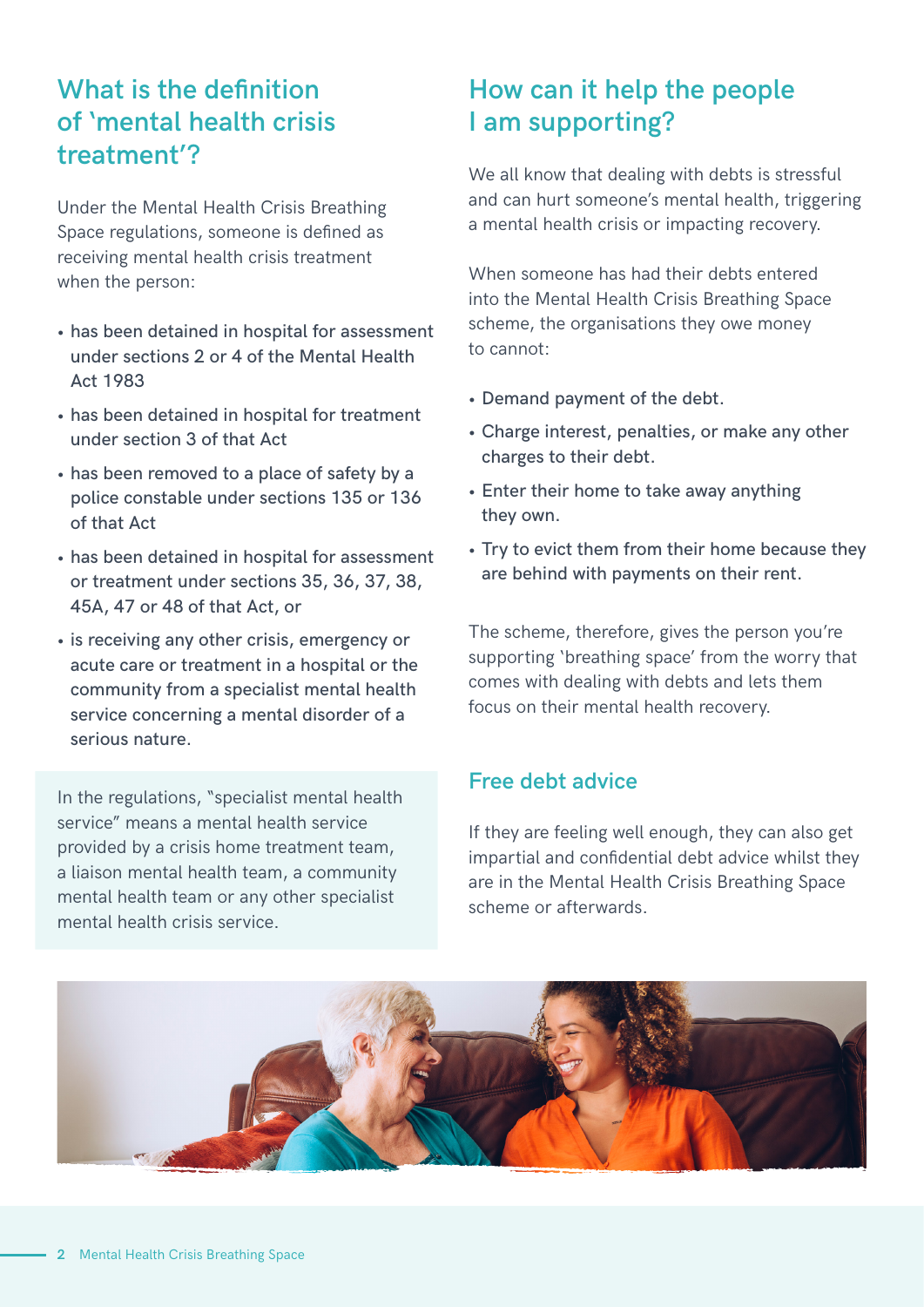## What is the definition of 'mental health crisis treatment'?

Under the Mental Health Crisis Breathing Space regulations, someone is defined as receiving mental health crisis treatment when the person:

- has been detained in hospital for assessment under sections 2 or 4 of the Mental Health Act 1983
- has been detained in hospital for treatment under section 3 of that Act
- has been removed to a place of safety by a police constable under sections 135 or 136 of that Act
- has been detained in hospital for assessment or treatment under sections 35, 36, 37, 38, 45A, 47 or 48 of that Act, or
- is receiving any other crisis, emergency or acute care or treatment in a hospital or the community from a specialist mental health service concerning a mental disorder of a serious nature.

In the regulations, "specialist mental health service" means a mental health service provided by a crisis home treatment team, a liaison mental health team, a community mental health team or any other specialist mental health crisis service.

## How can it help the people I am supporting?

We all know that dealing with debts is stressful and can hurt someone's mental health, triggering a mental health crisis or impacting recovery.

When someone has had their debts entered into the Mental Health Crisis Breathing Space scheme, the organisations they owe money to cannot:

- Demand payment of the debt.
- Charge interest, penalties, or make any other charges to their debt.
- Enter their home to take away anything they own.
- Try to evict them from their home because they are behind with payments on their rent.

The scheme, therefore, gives the person you're supporting 'breathing space' from the worry that comes with dealing with debts and lets them focus on their mental health recovery.

### Free debt advice

If they are feeling well enough, they can also get impartial and confidential debt advice whilst they are in the Mental Health Crisis Breathing Space scheme or afterwards.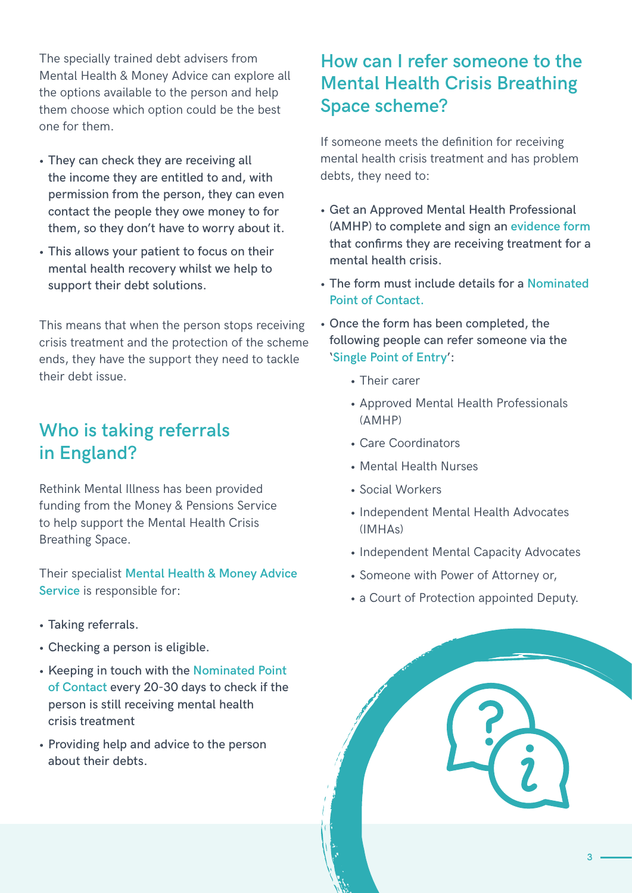The specially trained debt advisers from Mental Health & Money Advice can explore all the options available to the person and help them choose which option could be the best one for them.

- They can check they are receiving all the income they are entitled to and, with permission from the person, they can even contact the people they owe money to for them, so they don't have to worry about it.
- This allows your patient to focus on their mental health recovery whilst we help to support their debt solutions.

This means that when the person stops receiving crisis treatment and the protection of the scheme ends, they have the support they need to tackle their debt issue.

## Who is taking referrals in England?

Rethink Mental Illness has been provided funding from the Money & Pensions Service to help support the Mental Health Crisis Breathing Space.

Their specialist **Mental Health & Money Advice Service** is responsible for:

- Taking referrals.
- Checking a person is eligible.
- Keeping in touch with the Nominated Point of Contact every 20-30 days to check if the person is still receiving mental health crisis treatment
- Providing help and advice to the person about their debts.

## How can I refer someone to the Mental Health Crisis Breathing Space scheme?

If someone meets the definition for receiving mental health crisis treatment and has problem debts, they need to:

- Get an Approved Mental Health Professional (AMHP) to complete and sign an evidence form that confirms they are receiving treatment for a mental health crisis.
- The form must include details for a Nominated Point of Contact.
- Once the form has been completed, the following people can refer someone via the 'Single Point of Entry':
  - Their carer
  - Approved Mental Health Professionals (AMHP)
  - Care Coordinators
  - Mental Health Nurses
  - Social Workers
  - Independent Mental Health Advocates (IMHAs)
  - Independent Mental Capacity Advocates
  - Someone with Power of Attorney or,
  - a Court of Protection appointed Deputy.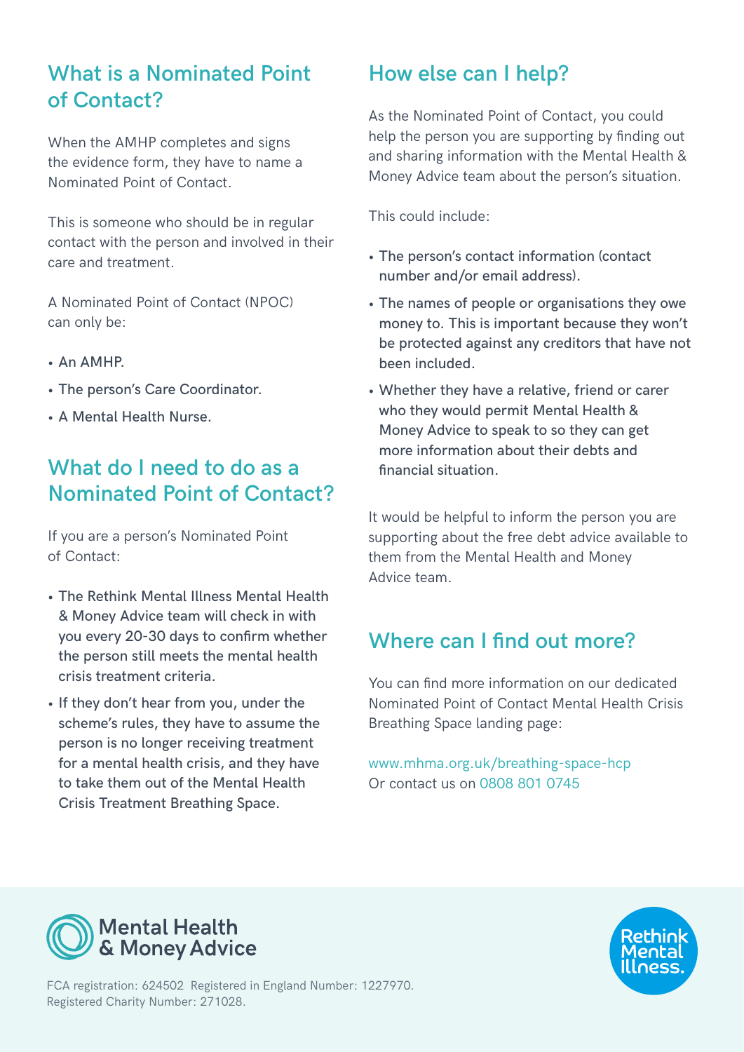## What is a Nominated Point of Contact?

When the AMHP completes and signs the evidence form, they have to name a Nominated Point of Contact.

This is someone who should be in regular contact with the person and involved in their care and treatment.

A Nominated Point of Contact (NPOC) can only be:

- An AMHP.
- The person's Care Coordinator.
- A Mental Health Nurse.

## What do I need to do as a Nominated Point of Contact?

If you are a person's Nominated Point of Contact:

- The Rethink Mental Illness Mental Health & Money Advice team will check in with you every 20-30 days to confirm whether the person still meets the mental health crisis treatment criteria.
- If they don't hear from you, under the scheme's rules, they have to assume the person is no longer receiving treatment for a mental health crisis, and they have to take them out of the Mental Health Crisis Treatment Breathing Space.

## How else can I help?

As the Nominated Point of Contact, you could help the person you are supporting by finding out and sharing information with the Mental Health & Money Advice team about the person's situation.

This could include:

- The person's contact information (contact number and/or email address).
- The names of people or organisations they owe money to. This is important because they won't be protected against any creditors that have not been included.
- Whether they have a relative, friend or carer who they would permit Mental Health & Money Advice to speak to so they can get more information about their debts and financial situation.

It would be helpful to inform the person you are supporting about the free debt advice available to them from the Mental Health and Money Advice team.

## Where can I find out more?

You can find more information on our dedicated Nominated Point of Contact Mental Health Crisis Breathing Space landing page:

www.mhma.org.uk/breathing-space-hcp
Or contact us on 0808 801 0745

Mental Health & Money Advice

Rethink Mental Illness.

FCA registration: 624502 Registered in England Number: 1227970.
Registered Charity Number: 271028.